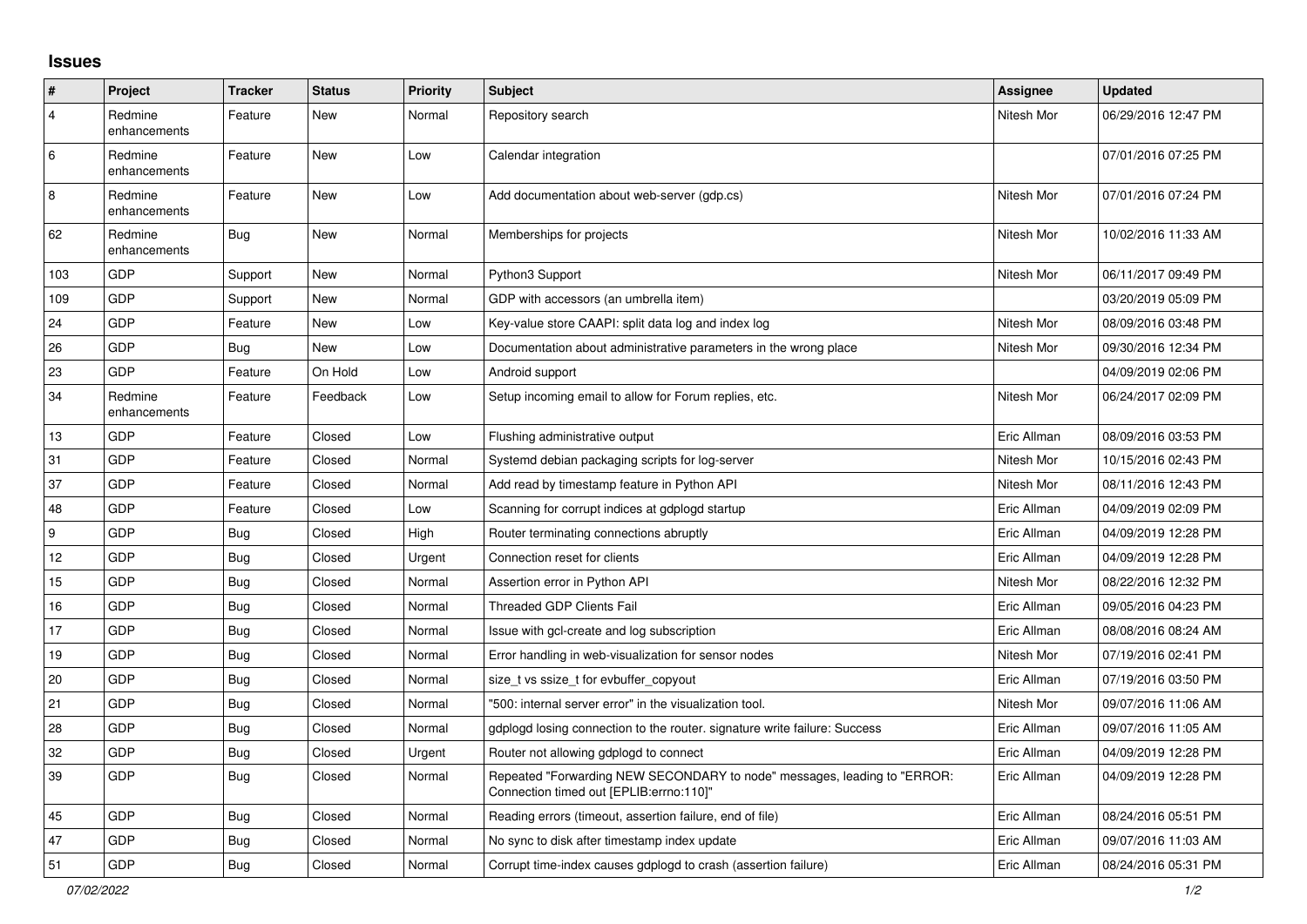## Issues

| # | Project | Tracker | Status | Priority | Subject | Assignee | Updated |
|---|---|---|---|---|---|---|---|
| 4 | Redmine enhancements | Feature | New | Normal | Repository search | Nitesh Mor | 06/29/2016 12:47 PM |
| 6 | Redmine enhancements | Feature | New | Low | Calendar integration | | 07/01/2016 07:25 PM |
| 8 | Redmine enhancements | Feature | New | Low | Add documentation about web-server (gdp.cs) | Nitesh Mor | 07/01/2016 07:24 PM |
| 62 | Redmine enhancements | Bug | New | Normal | Memberships for projects | Nitesh Mor | 10/02/2016 11:33 AM |
| 103 | GDP | Support | New | Normal | Python3 Support | Nitesh Mor | 06/11/2017 09:49 PM |
| 109 | GDP | Support | New | Normal | GDP with accessors (an umbrella item) | | 03/20/2019 05:09 PM |
| 24 | GDP | Feature | New | Low | Key-value store CAAPI: split data log and index log | Nitesh Mor | 08/09/2016 03:48 PM |
| 26 | GDP | Bug | New | Low | Documentation about administrative parameters in the wrong place | Nitesh Mor | 09/30/2016 12:34 PM |
| 23 | GDP | Feature | On Hold | Low | Android support | | 04/09/2019 02:06 PM |
| 34 | Redmine enhancements | Feature | Feedback | Low | Setup incoming email to allow for Forum replies, etc. | Nitesh Mor | 06/24/2017 02:09 PM |
| 13 | GDP | Feature | Closed | Low | Flushing administrative output | Eric Allman | 08/09/2016 03:53 PM |
| 31 | GDP | Feature | Closed | Normal | Systemd debian packaging scripts for log-server | Nitesh Mor | 10/15/2016 02:43 PM |
| 37 | GDP | Feature | Closed | Normal | Add read by timestamp feature in Python API | Nitesh Mor | 08/11/2016 12:43 PM |
| 48 | GDP | Feature | Closed | Low | Scanning for corrupt indices at gdplogd startup | Eric Allman | 04/09/2019 02:09 PM |
| 9 | GDP | Bug | Closed | High | Router terminating connections abruptly | Eric Allman | 04/09/2019 12:28 PM |
| 12 | GDP | Bug | Closed | Urgent | Connection reset for clients | Eric Allman | 04/09/2019 12:28 PM |
| 15 | GDP | Bug | Closed | Normal | Assertion error in Python API | Nitesh Mor | 08/22/2016 12:32 PM |
| 16 | GDP | Bug | Closed | Normal | Threaded GDP Clients Fail | Eric Allman | 09/05/2016 04:23 PM |
| 17 | GDP | Bug | Closed | Normal | Issue with gcl-create and log subscription | Eric Allman | 08/08/2016 08:24 AM |
| 19 | GDP | Bug | Closed | Normal | Error handling in web-visualization for sensor nodes | Nitesh Mor | 07/19/2016 02:41 PM |
| 20 | GDP | Bug | Closed | Normal | size_t vs ssize_t for evbuffer_copyout | Eric Allman | 07/19/2016 03:50 PM |
| 21 | GDP | Bug | Closed | Normal | "500: internal server error" in the visualization tool. | Nitesh Mor | 09/07/2016 11:06 AM |
| 28 | GDP | Bug | Closed | Normal | gdplogd losing connection to the router. signature write failure: Success | Eric Allman | 09/07/2016 11:05 AM |
| 32 | GDP | Bug | Closed | Urgent | Router not allowing gdplogd to connect | Eric Allman | 04/09/2019 12:28 PM |
| 39 | GDP | Bug | Closed | Normal | Repeated "Forwarding NEW SECONDARY to node" messages, leading to "ERROR: Connection timed out [EPLIB:errno:110]" | Eric Allman | 04/09/2019 12:28 PM |
| 45 | GDP | Bug | Closed | Normal | Reading errors (timeout, assertion failure, end of file) | Eric Allman | 08/24/2016 05:51 PM |
| 47 | GDP | Bug | Closed | Normal | No sync to disk after timestamp index update | Eric Allman | 09/07/2016 11:03 AM |
| 51 | GDP | Bug | Closed | Normal | Corrupt time-index causes gdplogd to crash (assertion failure) | Eric Allman | 08/24/2016 05:31 PM |

*07/02/2022*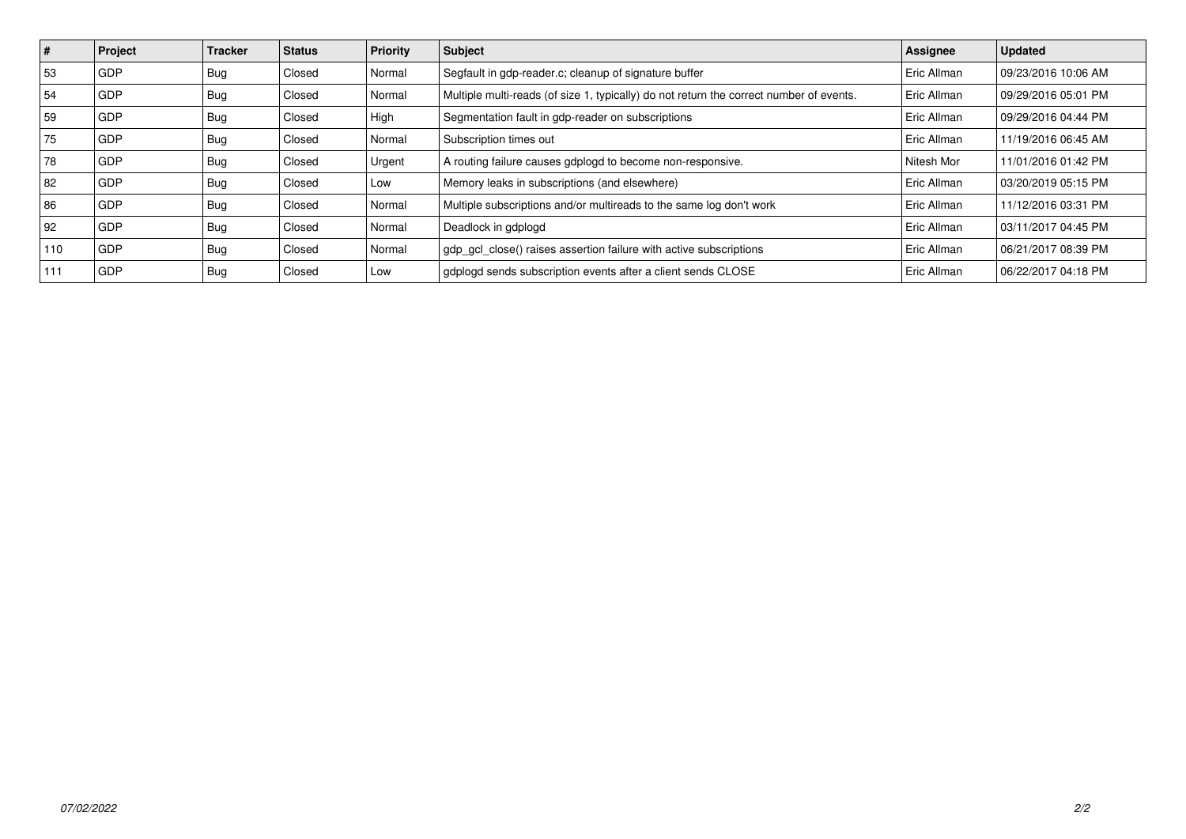| # | Project | Tracker | Status | Priority | Subject | Assignee | Updated |
|---|---|---|---|---|---|---|---|
| 53 | GDP | Bug | Closed | Normal | Segfault in gdp-reader.c; cleanup of signature buffer | Eric Allman | 09/23/2016 10:06 AM |
| 54 | GDP | Bug | Closed | Normal | Multiple multi-reads (of size 1, typically) do not return the correct number of events. | Eric Allman | 09/29/2016 05:01 PM |
| 59 | GDP | Bug | Closed | High | Segmentation fault in gdp-reader on subscriptions | Eric Allman | 09/29/2016 04:44 PM |
| 75 | GDP | Bug | Closed | Normal | Subscription times out | Eric Allman | 11/19/2016 06:45 AM |
| 78 | GDP | Bug | Closed | Urgent | A routing failure causes gdplogd to become non-responsive. | Nitesh Mor | 11/01/2016 01:42 PM |
| 82 | GDP | Bug | Closed | Low | Memory leaks in subscriptions (and elsewhere) | Eric Allman | 03/20/2019 05:15 PM |
| 86 | GDP | Bug | Closed | Normal | Multiple subscriptions and/or multireads to the same log don't work | Eric Allman | 11/12/2016 03:31 PM |
| 92 | GDP | Bug | Closed | Normal | Deadlock in gdplogd | Eric Allman | 03/11/2017 04:45 PM |
| 110 | GDP | Bug | Closed | Normal | gdp_gcl_close() raises assertion failure with active subscriptions | Eric Allman | 06/21/2017 08:39 PM |
| 111 | GDP | Bug | Closed | Low | gdplogd sends subscription events after a client sends CLOSE | Eric Allman | 06/22/2017 04:18 PM |

*07/02/2022*